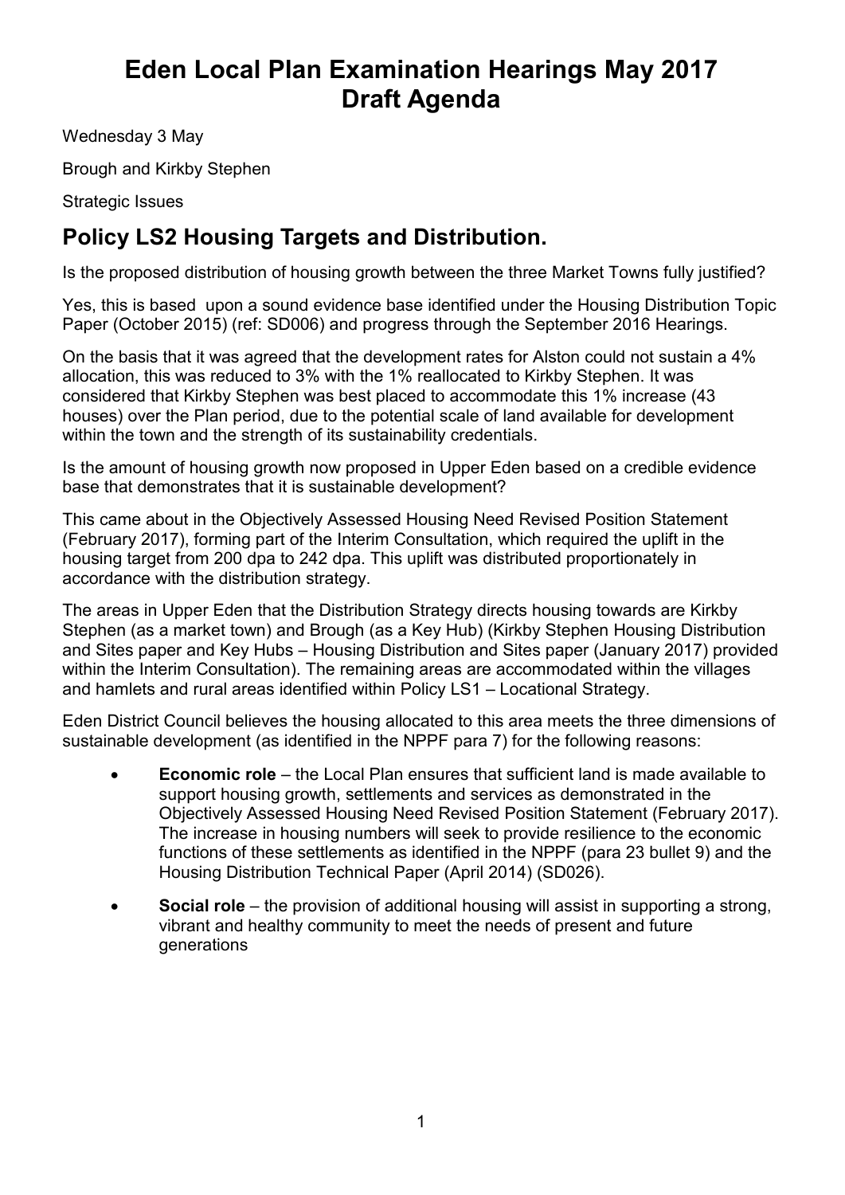# Eden Local Plan Examination Hearings May 2017
# Draft Agenda

Wednesday 3 May

Brough and Kirkby Stephen

Strategic Issues

## Policy LS2 Housing Targets and Distribution.

Is the proposed distribution of housing growth between the three Market Towns fully justified?

Yes, this is based upon a sound evidence base identified under the Housing Distribution Topic Paper (October 2015) (ref: SD006) and progress through the September 2016 Hearings.

On the basis that it was agreed that the development rates for Alston could not sustain a 4% allocation, this was reduced to 3% with the 1% reallocated to Kirkby Stephen. It was considered that Kirkby Stephen was best placed to accommodate this 1% increase (43 houses) over the Plan period, due to the potential scale of land available for development within the town and the strength of its sustainability credentials.

Is the amount of housing growth now proposed in Upper Eden based on a credible evidence base that demonstrates that it is sustainable development?

This came about in the Objectively Assessed Housing Need Revised Position Statement (February 2017), forming part of the Interim Consultation, which required the uplift in the housing target from 200 dpa to 242 dpa. This uplift was distributed proportionately in accordance with the distribution strategy.

The areas in Upper Eden that the Distribution Strategy directs housing towards are Kirkby Stephen (as a market town) and Brough (as a Key Hub) (Kirkby Stephen Housing Distribution and Sites paper and Key Hubs – Housing Distribution and Sites paper (January 2017) provided within the Interim Consultation). The remaining areas are accommodated within the villages and hamlets and rural areas identified within Policy LS1 – Locational Strategy.

Eden District Council believes the housing allocated to this area meets the three dimensions of sustainable development (as identified in the NPPF para 7) for the following reasons:

- **Economic role** – the Local Plan ensures that sufficient land is made available to support housing growth, settlements and services as demonstrated in the Objectively Assessed Housing Need Revised Position Statement (February 2017). The increase in housing numbers will seek to provide resilience to the economic functions of these settlements as identified in the NPPF (para 23 bullet 9) and the Housing Distribution Technical Paper (April 2014) (SD026).
- **Social role** – the provision of additional housing will assist in supporting a strong, vibrant and healthy community to meet the needs of present and future generations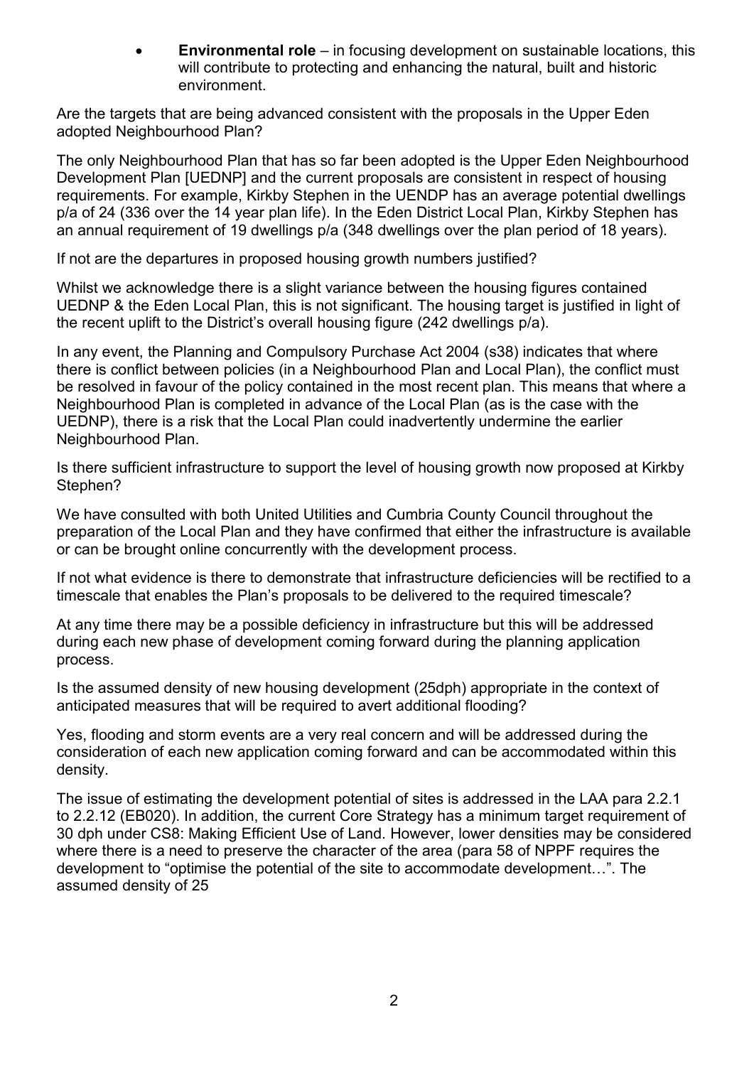- **Environmental role** – in focusing development on sustainable locations, this will contribute to protecting and enhancing the natural, built and historic environment.

Are the targets that are being advanced consistent with the proposals in the Upper Eden adopted Neighbourhood Plan?

The only Neighbourhood Plan that has so far been adopted is the Upper Eden Neighbourhood Development Plan [UEDNP] and the current proposals are consistent in respect of housing requirements. For example, Kirkby Stephen in the UENDP has an average potential dwellings p/a of 24 (336 over the 14 year plan life). In the Eden District Local Plan, Kirkby Stephen has an annual requirement of 19 dwellings p/a (348 dwellings over the plan period of 18 years).

If not are the departures in proposed housing growth numbers justified?

Whilst we acknowledge there is a slight variance between the housing figures contained UEDNP & the Eden Local Plan, this is not significant. The housing target is justified in light of the recent uplift to the District's overall housing figure (242 dwellings p/a).

In any event, the Planning and Compulsory Purchase Act 2004 (s38) indicates that where there is conflict between policies (in a Neighbourhood Plan and Local Plan), the conflict must be resolved in favour of the policy contained in the most recent plan. This means that where a Neighbourhood Plan is completed in advance of the Local Plan (as is the case with the UEDNP), there is a risk that the Local Plan could inadvertently undermine the earlier Neighbourhood Plan.

Is there sufficient infrastructure to support the level of housing growth now proposed at Kirkby Stephen?

We have consulted with both United Utilities and Cumbria County Council throughout the preparation of the Local Plan and they have confirmed that either the infrastructure is available or can be brought online concurrently with the development process.

If not what evidence is there to demonstrate that infrastructure deficiencies will be rectified to a timescale that enables the Plan's proposals to be delivered to the required timescale?

At any time there may be a possible deficiency in infrastructure but this will be addressed during each new phase of development coming forward during the planning application process.

Is the assumed density of new housing development (25dph) appropriate in the context of anticipated measures that will be required to avert additional flooding?

Yes, flooding and storm events are a very real concern and will be addressed during the consideration of each new application coming forward and can be accommodated within this density.

The issue of estimating the development potential of sites is addressed in the LAA para 2.2.1 to 2.2.12 (EB020). In addition, the current Core Strategy has a minimum target requirement of 30 dph under CS8: Making Efficient Use of Land. However, lower densities may be considered where there is a need to preserve the character of the area (para 58 of NPPF requires the development to "optimise the potential of the site to accommodate development…". The assumed density of 25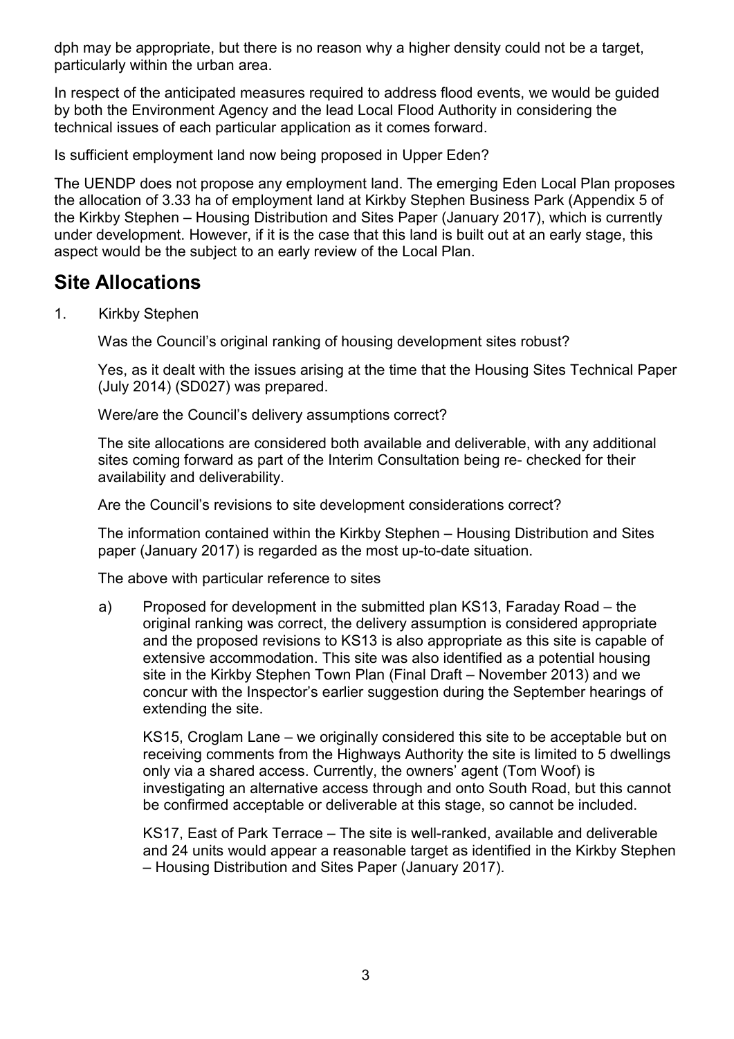dph may be appropriate, but there is no reason why a higher density could not be a target, particularly within the urban area.

In respect of the anticipated measures required to address flood events, we would be guided by both the Environment Agency and the lead Local Flood Authority in considering the technical issues of each particular application as it comes forward.

Is sufficient employment land now being proposed in Upper Eden?

The UENDP does not propose any employment land. The emerging Eden Local Plan proposes the allocation of 3.33 ha of employment land at Kirkby Stephen Business Park (Appendix 5 of the Kirkby Stephen – Housing Distribution and Sites Paper (January 2017), which is currently under development. However, if it is the case that this land is built out at an early stage, this aspect would be the subject to an early review of the Local Plan.

## Site Allocations

1. Kirkby Stephen

   Was the Council's original ranking of housing development sites robust?

   Yes, as it dealt with the issues arising at the time that the Housing Sites Technical Paper (July 2014) (SD027) was prepared.

   Were/are the Council's delivery assumptions correct?

   The site allocations are considered both available and deliverable, with any additional sites coming forward as part of the Interim Consultation being re- checked for their availability and deliverability.

   Are the Council's revisions to site development considerations correct?

   The information contained within the Kirkby Stephen – Housing Distribution and Sites paper (January 2017) is regarded as the most up-to-date situation.

   The above with particular reference to sites

   a) Proposed for development in the submitted plan KS13, Faraday Road – the original ranking was correct, the delivery assumption is considered appropriate and the proposed revisions to KS13 is also appropriate as this site is capable of extensive accommodation. This site was also identified as a potential housing site in the Kirkby Stephen Town Plan (Final Draft – November 2013) and we concur with the Inspector's earlier suggestion during the September hearings of extending the site.

      KS15, Croglam Lane – we originally considered this site to be acceptable but on receiving comments from the Highways Authority the site is limited to 5 dwellings only via a shared access. Currently, the owners' agent (Tom Woof) is investigating an alternative access through and onto South Road, but this cannot be confirmed acceptable or deliverable at this stage, so cannot be included.

      KS17, East of Park Terrace – The site is well-ranked, available and deliverable and 24 units would appear a reasonable target as identified in the Kirkby Stephen – Housing Distribution and Sites Paper (January 2017).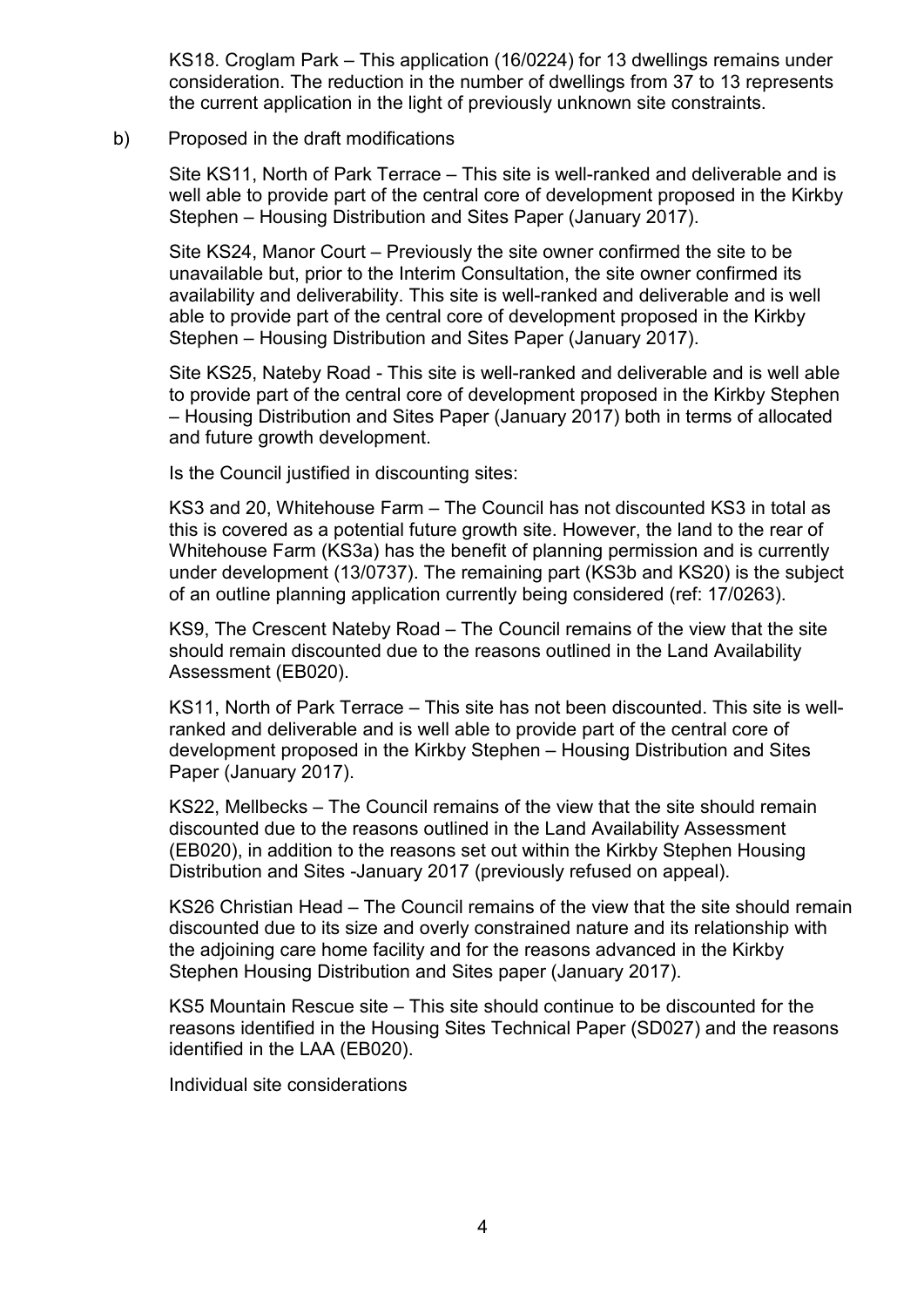KS18. Croglam Park – This application (16/0224) for 13 dwellings remains under consideration. The reduction in the number of dwellings from 37 to 13 represents the current application in the light of previously unknown site constraints.

b) Proposed in the draft modifications

Site KS11, North of Park Terrace – This site is well-ranked and deliverable and is well able to provide part of the central core of development proposed in the Kirkby Stephen – Housing Distribution and Sites Paper (January 2017).

Site KS24, Manor Court – Previously the site owner confirmed the site to be unavailable but, prior to the Interim Consultation, the site owner confirmed its availability and deliverability. This site is well-ranked and deliverable and is well able to provide part of the central core of development proposed in the Kirkby Stephen – Housing Distribution and Sites Paper (January 2017).

Site KS25, Nateby Road - This site is well-ranked and deliverable and is well able to provide part of the central core of development proposed in the Kirkby Stephen – Housing Distribution and Sites Paper (January 2017) both in terms of allocated and future growth development.

Is the Council justified in discounting sites:

KS3 and 20, Whitehouse Farm – The Council has not discounted KS3 in total as this is covered as a potential future growth site. However, the land to the rear of Whitehouse Farm (KS3a) has the benefit of planning permission and is currently under development (13/0737). The remaining part (KS3b and KS20) is the subject of an outline planning application currently being considered (ref: 17/0263).

KS9, The Crescent Nateby Road – The Council remains of the view that the site should remain discounted due to the reasons outlined in the Land Availability Assessment (EB020).

KS11, North of Park Terrace – This site has not been discounted. This site is well-ranked and deliverable and is well able to provide part of the central core of development proposed in the Kirkby Stephen – Housing Distribution and Sites Paper (January 2017).

KS22, Mellbecks – The Council remains of the view that the site should remain discounted due to the reasons outlined in the Land Availability Assessment (EB020), in addition to the reasons set out within the Kirkby Stephen Housing Distribution and Sites -January 2017 (previously refused on appeal).

KS26 Christian Head – The Council remains of the view that the site should remain discounted due to its size and overly constrained nature and its relationship with the adjoining care home facility and for the reasons advanced in the Kirkby Stephen Housing Distribution and Sites paper (January 2017).

KS5 Mountain Rescue site – This site should continue to be discounted for the reasons identified in the Housing Sites Technical Paper (SD027) and the reasons identified in the LAA (EB020).

Individual site considerations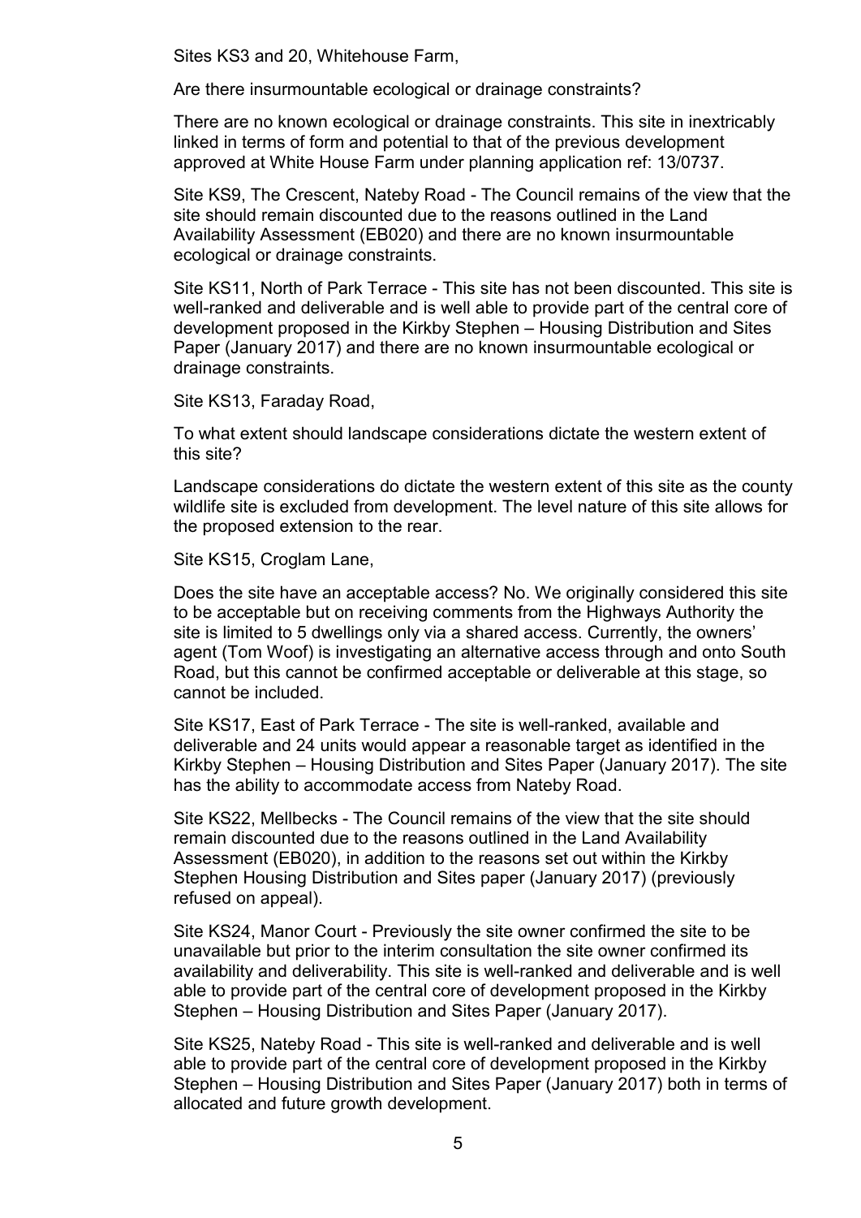Sites KS3 and 20, Whitehouse Farm,

Are there insurmountable ecological or drainage constraints?

There are no known ecological or drainage constraints. This site in inextricably linked in terms of form and potential to that of the previous development approved at White House Farm under planning application ref: 13/0737.

Site KS9, The Crescent, Nateby Road - The Council remains of the view that the site should remain discounted due to the reasons outlined in the Land Availability Assessment (EB020) and there are no known insurmountable ecological or drainage constraints.

Site KS11, North of Park Terrace - This site has not been discounted. This site is well-ranked and deliverable and is well able to provide part of the central core of development proposed in the Kirkby Stephen – Housing Distribution and Sites Paper (January 2017) and there are no known insurmountable ecological or drainage constraints.

Site KS13, Faraday Road,

To what extent should landscape considerations dictate the western extent of this site?

Landscape considerations do dictate the western extent of this site as the county wildlife site is excluded from development. The level nature of this site allows for the proposed extension to the rear.

Site KS15, Croglam Lane,

Does the site have an acceptable access? No. We originally considered this site to be acceptable but on receiving comments from the Highways Authority the site is limited to 5 dwellings only via a shared access. Currently, the owners' agent (Tom Woof) is investigating an alternative access through and onto South Road, but this cannot be confirmed acceptable or deliverable at this stage, so cannot be included.

Site KS17, East of Park Terrace - The site is well-ranked, available and deliverable and 24 units would appear a reasonable target as identified in the Kirkby Stephen – Housing Distribution and Sites Paper (January 2017). The site has the ability to accommodate access from Nateby Road.

Site KS22, Mellbecks - The Council remains of the view that the site should remain discounted due to the reasons outlined in the Land Availability Assessment (EB020), in addition to the reasons set out within the Kirkby Stephen Housing Distribution and Sites paper (January 2017) (previously refused on appeal).

Site KS24, Manor Court - Previously the site owner confirmed the site to be unavailable but prior to the interim consultation the site owner confirmed its availability and deliverability. This site is well-ranked and deliverable and is well able to provide part of the central core of development proposed in the Kirkby Stephen – Housing Distribution and Sites Paper (January 2017).

Site KS25, Nateby Road - This site is well-ranked and deliverable and is well able to provide part of the central core of development proposed in the Kirkby Stephen – Housing Distribution and Sites Paper (January 2017) both in terms of allocated and future growth development.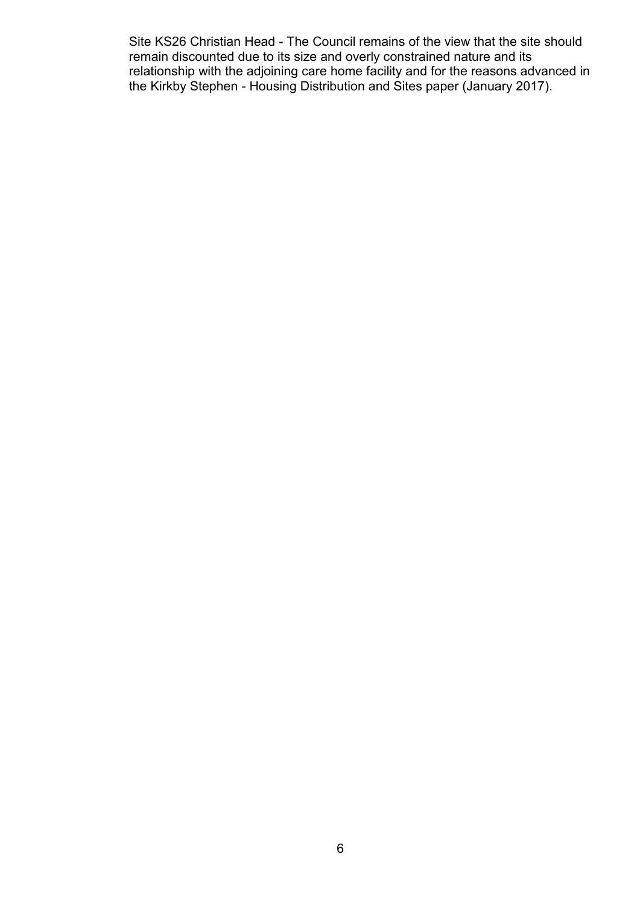Site KS26 Christian Head - The Council remains of the view that the site should remain discounted due to its size and overly constrained nature and its relationship with the adjoining care home facility and for the reasons advanced in the Kirkby Stephen - Housing Distribution and Sites paper (January 2017).